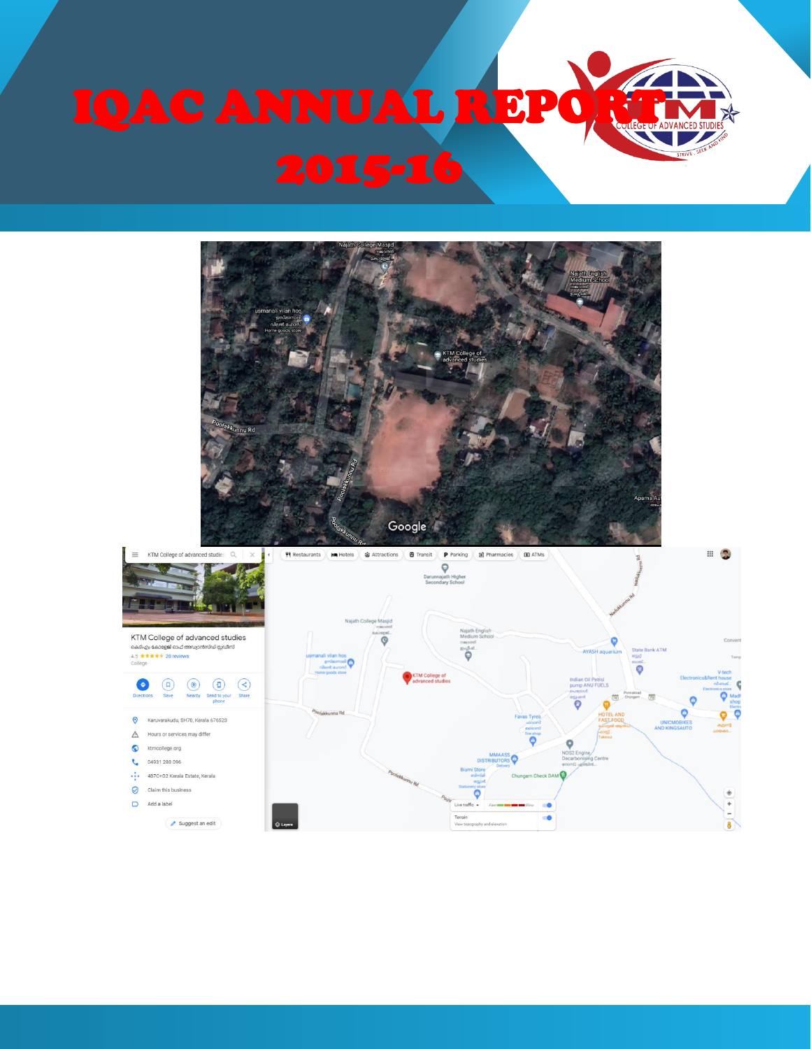# IQAC ANNUAL REPORT 2015-16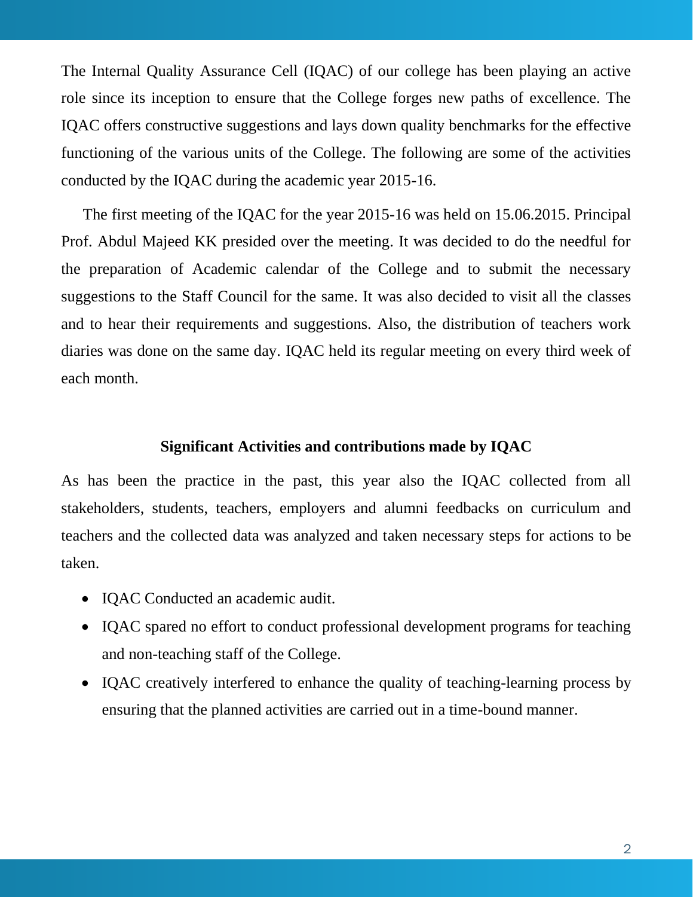The Internal Quality Assurance Cell (IQAC) of our college has been playing an active role since its inception to ensure that the College forges new paths of excellence. The IQAC offers constructive suggestions and lays down quality benchmarks for the effective functioning of the various units of the College. The following are some of the activities conducted by the IQAC during the academic year 2015-16.

The first meeting of the IQAC for the year 2015-16 was held on 15.06.2015. Principal Prof. Abdul Majeed KK presided over the meeting. It was decided to do the needful for the preparation of Academic calendar of the College and to submit the necessary suggestions to the Staff Council for the same. It was also decided to visit all the classes and to hear their requirements and suggestions. Also, the distribution of teachers work diaries was done on the same day. IQAC held its regular meeting on every third week of each month.

## Significant Activities and contributions made by IQAC

As has been the practice in the past, this year also the IQAC collected from all stakeholders, students, teachers, employers and alumni feedbacks on curriculum and teachers and the collected data was analyzed and taken necessary steps for actions to be taken.

- IQAC Conducted an academic audit.
- IQAC spared no effort to conduct professional development programs for teaching and non-teaching staff of the College.
- IQAC creatively interfered to enhance the quality of teaching-learning process by ensuring that the planned activities are carried out in a time-bound manner.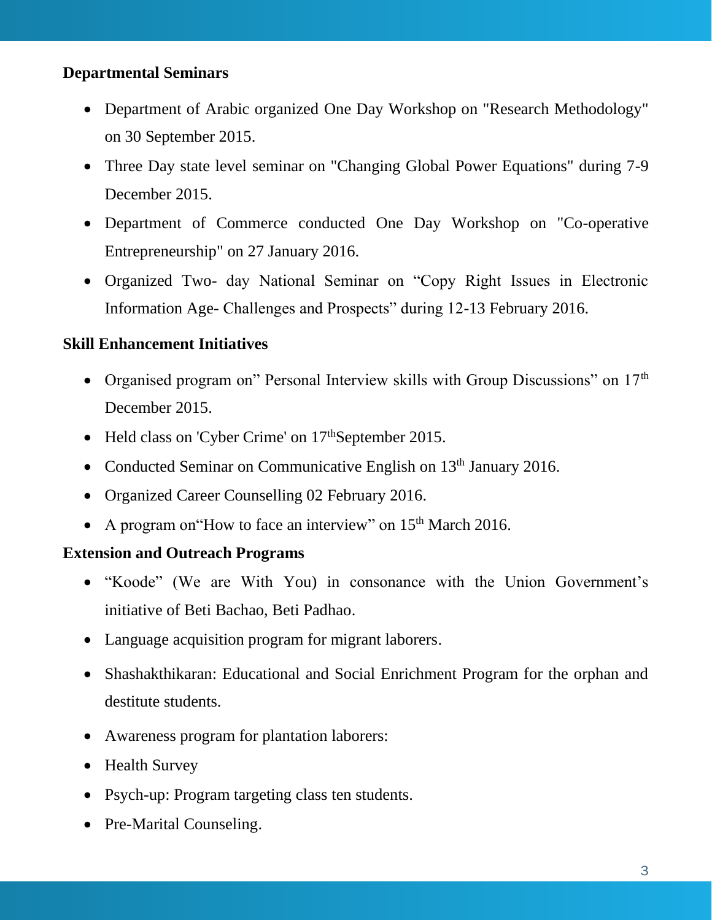**Departmental Seminars**

- Department of Arabic organized One Day Workshop on "Research Methodology" on 30 September 2015.
- Three Day state level seminar on "Changing Global Power Equations" during 7-9 December 2015.
- Department of Commerce conducted One Day Workshop on "Co-operative Entrepreneurship" on 27 January 2016.
- Organized Two- day National Seminar on “Copy Right Issues in Electronic Information Age- Challenges and Prospects” during 12-13 February 2016.

**Skill Enhancement Initiatives**

- Organised program on” Personal Interview skills with Group Discussions” on 17th December 2015.
- Held class on 'Cyber Crime' on 17thSeptember 2015.
- Conducted Seminar on Communicative English on 13th January 2016.
- Organized Career Counselling 02 February 2016.
- A program on“How to face an interview” on 15th March 2016.

**Extension and Outreach Programs**

- “Koode” (We are With You) in consonance with the Union Government’s initiative of Beti Bachao, Beti Padhao.
- Language acquisition program for migrant laborers.
- Shashakthikaran: Educational and Social Enrichment Program for the orphan and destitute students.
- Awareness program for plantation laborers:
- Health Survey
- Psych-up: Program targeting class ten students.
- Pre-Marital Counseling.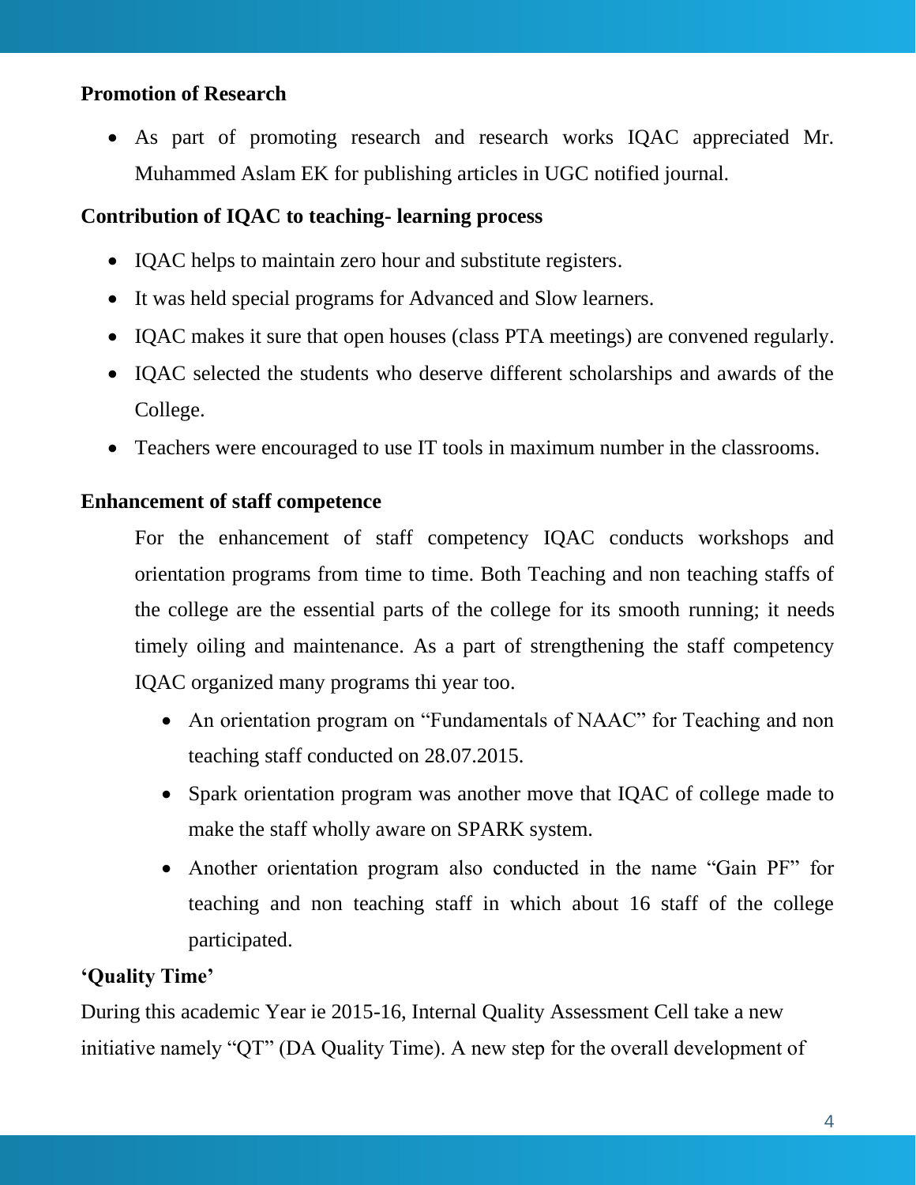**Promotion of Research**

- As part of promoting research and research works IQAC appreciated Mr. Muhammed Aslam EK for publishing articles in UGC notified journal.

**Contribution of IQAC to teaching- learning process**

- IQAC helps to maintain zero hour and substitute registers.
- It was held special programs for Advanced and Slow learners.
- IQAC makes it sure that open houses (class PTA meetings) are convened regularly.
- IQAC selected the students who deserve different scholarships and awards of the College.
- Teachers were encouraged to use IT tools in maximum number in the classrooms.

**Enhancement of staff competence**

For the enhancement of staff competency IQAC conducts workshops and orientation programs from time to time. Both Teaching and non teaching staffs of the college are the essential parts of the college for its smooth running; it needs timely oiling and maintenance. As a part of strengthening the staff competency IQAC organized many programs thi year too.

- An orientation program on "Fundamentals of NAAC" for Teaching and non teaching staff conducted on 28.07.2015.
- Spark orientation program was another move that IQAC of college made to make the staff wholly aware on SPARK system.
- Another orientation program also conducted in the name "Gain PF" for teaching and non teaching staff in which about 16 staff of the college participated.

**'Quality Time'**

During this academic Year ie 2015-16, Internal Quality Assessment Cell take a new initiative namely "QT" (DA Quality Time). A new step for the overall development of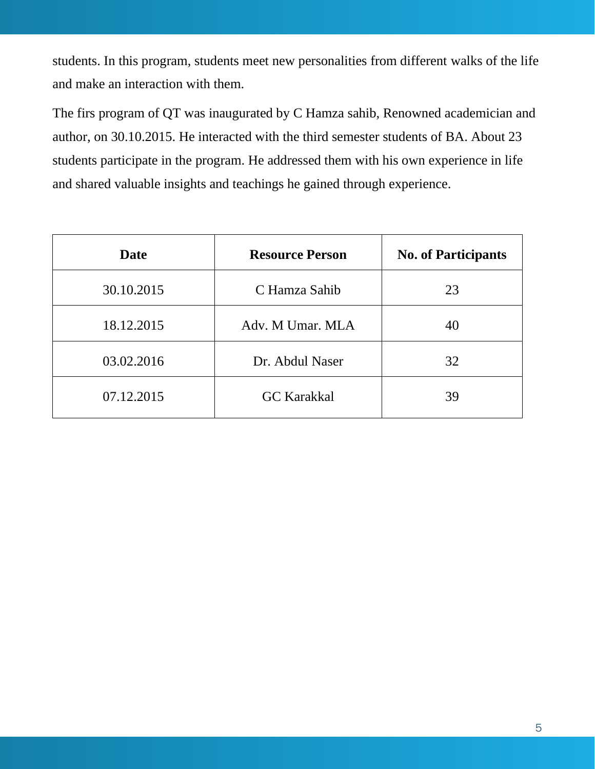students. In this program, students meet new personalities from different walks of the life and make an interaction with them.

The firs program of QT was inaugurated by C Hamza sahib, Renowned academician and author, on 30.10.2015. He interacted with the third semester students of BA. About 23 students participate in the program. He addressed them with his own experience in life and shared valuable insights and teachings he gained through experience.

| Date | Resource Person | No. of Participants |
|---|---|---|
| 30.10.2015 | C Hamza Sahib | 23 |
| 18.12.2015 | Adv. M Umar. MLA | 40 |
| 03.02.2016 | Dr. Abdul Naser | 32 |
| 07.12.2015 | GC Karakkal | 39 |